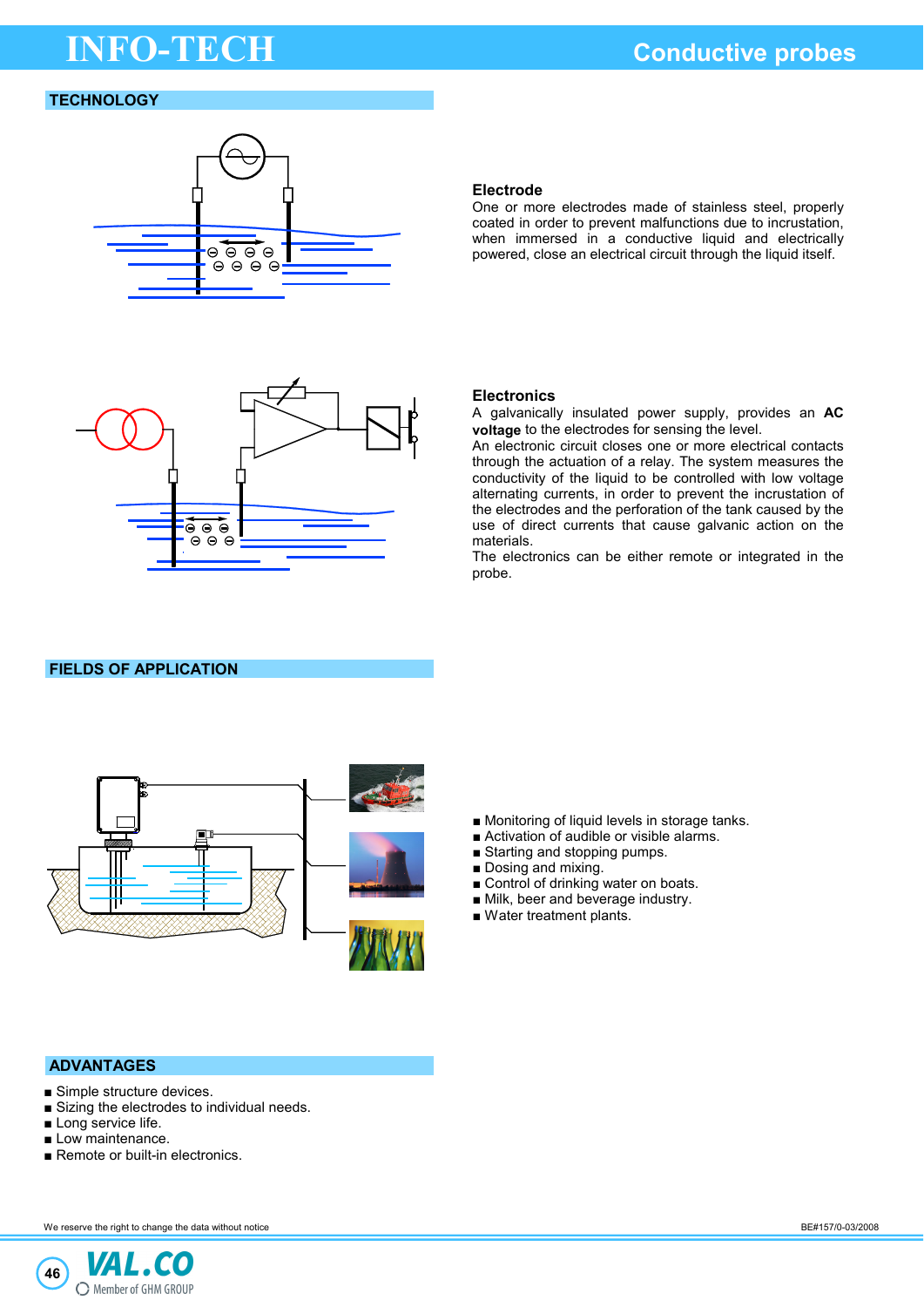# INFO-TECH

## Conductive probes

### TECHNOLOGY

**Electrode**

One or more electrodes made of stainless steel, properly coated in order to prevent malfunctions due to incrustation, when immersed in a conductive liquid and electrically powered, close an electrical circuit through the liquid itself.

**Electronics**

A galvanically insulated power supply, provides an **AC voltage** to the electrodes for sensing the level.
An electronic circuit closes one or more electrical contacts through the actuation of a relay. The system measures the conductivity of the liquid to be controlled with low voltage alternating currents, in order to prevent the incrustation of the electrodes and the perforation of the tank caused by the use of direct currents that cause galvanic action on the materials.
The electronics can be either remote or integrated in the probe.

### FIELDS OF APPLICATION

- Monitoring of liquid levels in storage tanks.
- Activation of audible or visible alarms.
- Starting and stopping pumps.
- Dosing and mixing.
- Control of drinking water on boats.
- Milk, beer and beverage industry.
- Water treatment plants.

### ADVANTAGES

- Simple structure devices.
- Sizing the electrodes to individual needs.
- Long service life.
- Low maintenance.
- Remote or built-in electronics.

We reserve the right to change the data without notice

BE#157/0-03/2008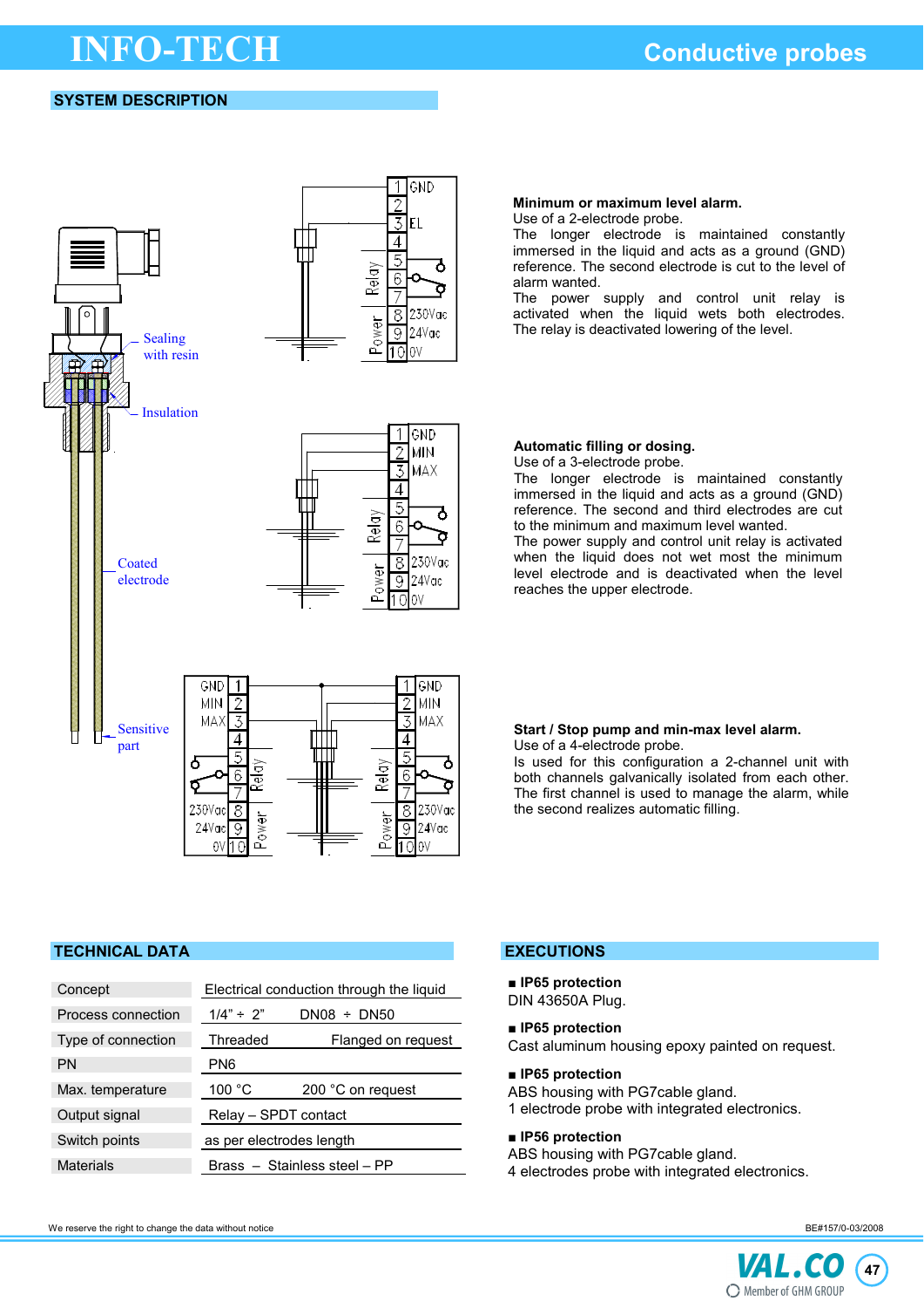## SYSTEM DESCRIPTION

Sealing with resin

Insulation

Coated electrode

Sensitive part

1 GND
2
3 EL
4
5
6 Relay
7
8 230Vac
9 24Vac
10 0V
Power

**Minimum or maximum level alarm.**
Use of a 2-electrode probe.
The longer electrode is maintained constantly immersed in the liquid and acts as a ground (GND) reference. The second electrode is cut to the level of alarm wanted.
The power supply and control unit relay is activated when the liquid wets both electrodes. The relay is deactivated lowering of the level.

1 GND
2 MIN
3 MAX
4
5
6 Relay
7
8 230Vac
9 24Vac
10 0V
Power

**Automatic filling or dosing.**
Use of a 3-electrode probe.
The longer electrode is maintained constantly immersed in the liquid and acts as a ground (GND) reference. The second and third electrodes are cut to the minimum and maximum level wanted.
The power supply and control unit relay is activated when the liquid does not wet most the minimum level electrode and is deactivated when the level reaches the upper electrode.

GND 1, MIN 2, MAX 3, 4, 5, 6, 7 Relay, 230Vac 8, 24Vac 9, 0V 10 Power

1 GND, 2 MIN, 3 MAX, 4, 5, 6, 7 Relay, 8 230Vac, 9 24Vac, 10 0V Power

**Start / Stop pump and min-max level alarm.**
Use of a 4-electrode probe.
Is used for this configuration a 2-channel unit with both channels galvanically isolated from each other. The first channel is used to manage the alarm, while the second realizes automatic filling.

## TECHNICAL DATA

| | | |
|---|---|---|
| Concept | Electrical conduction through the liquid | |
| Process connection | 1/4" ÷ 2" | DN08 ÷ DN50 |
| Type of connection | Threaded | Flanged on request |
| PN | PN6 | |
| Max. temperature | 100 °C | 200 °C on request |
| Output signal | Relay – SPDT contact | |
| Switch points | as per electrodes length | |
| Materials | Brass – Stainless steel – PP | |

## EXECUTIONS

- **IP65 protection**
DIN 43650A Plug.

- **IP65 protection**
Cast aluminum housing epoxy painted on request.

- **IP65 protection**
ABS housing with PG7cable gland.
1 electrode probe with integrated electronics.

- **IP56 protection**
ABS housing with PG7cable gland.
4 electrodes probe with integrated electronics.

We reserve the right to change the data without notice

BE#157/0-03/2008